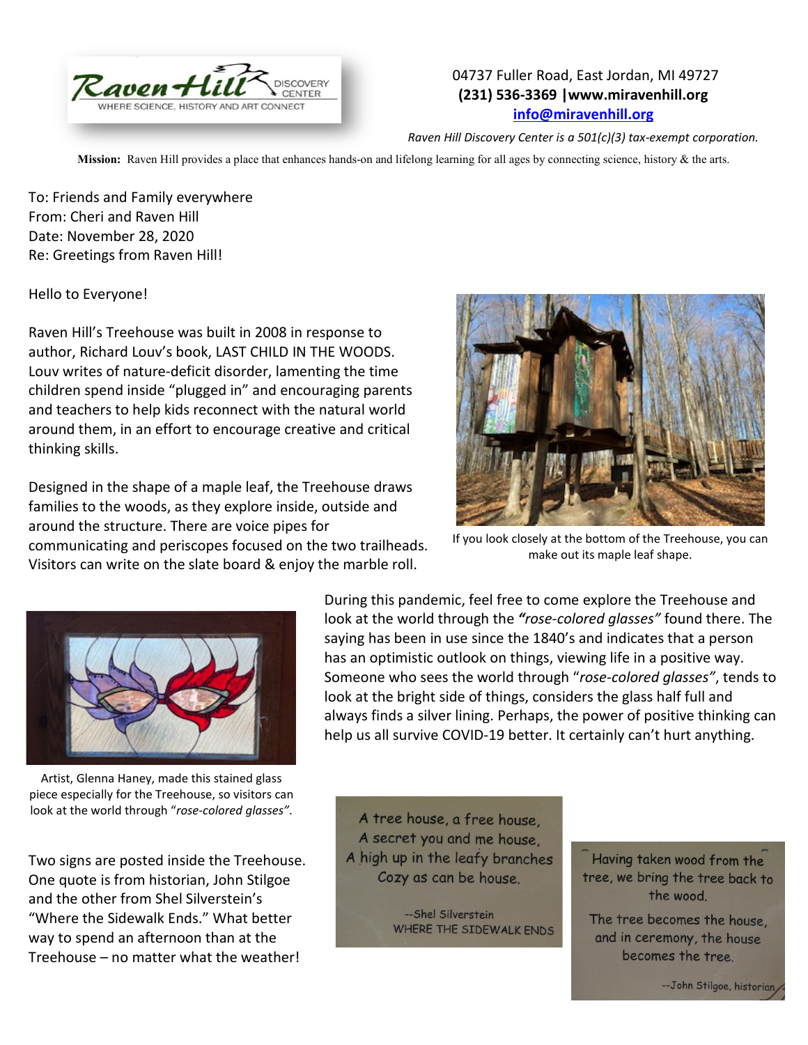Raven Hill DISCOVERY CENTER
WHERE SCIENCE, HISTORY AND ART CONNECT

04737 Fuller Road, East Jordan, MI 49727
**(231) 536-3369 |www.miravenhill.org**
info@miravenhill.org

*Raven Hill Discovery Center is a 501(c)(3) tax-exempt corporation.*

**Mission:** Raven Hill provides a place that enhances hands-on and lifelong learning for all ages by connecting science, history & the arts.

To: Friends and Family everywhere
From: Cheri and Raven Hill
Date: November 28, 2020
Re: Greetings from Raven Hill!

Hello to Everyone!

Raven Hill's Treehouse was built in 2008 in response to author, Richard Louv's book, LAST CHILD IN THE WOODS. Louv writes of nature-deficit disorder, lamenting the time children spend inside "plugged in" and encouraging parents and teachers to help kids reconnect with the natural world around them, in an effort to encourage creative and critical thinking skills.

Designed in the shape of a maple leaf, the Treehouse draws families to the woods, as they explore inside, outside and around the structure. There are voice pipes for communicating and periscopes focused on the two trailheads. Visitors can write on the slate board & enjoy the marble roll.

If you look closely at the bottom of the Treehouse, you can make out its maple leaf shape.

During this pandemic, feel free to come explore the Treehouse and look at the world through the ***"rose-colored glasses"*** found there. The saying has been in use since the 1840's and indicates that a person has an optimistic outlook on things, viewing life in a positive way. Someone who sees the world through "*rose-colored glasses"*, tends to look at the bright side of things, considers the glass half full and always finds a silver lining. Perhaps, the power of positive thinking can help us all survive COVID-19 better. It certainly can't hurt anything.

Artist, Glenna Haney, made this stained glass piece especially for the Treehouse, so visitors can look at the world through "*rose-colored glasses"*.

Two signs are posted inside the Treehouse. One quote is from historian, John Stilgoe and the other from Shel Silverstein's "Where the Sidewalk Ends." What better way to spend an afternoon than at the Treehouse – no matter what the weather!

A tree house, a free house,
A secret you and me house,
A high up in the leafy branches
Cozy as can be house.

--Shel Silverstein
WHERE THE SIDEWALK ENDS

Having taken wood from the tree, we bring the tree back to the wood.

The tree becomes the house, and in ceremony, the house becomes the tree.

--John Stilgoe, historian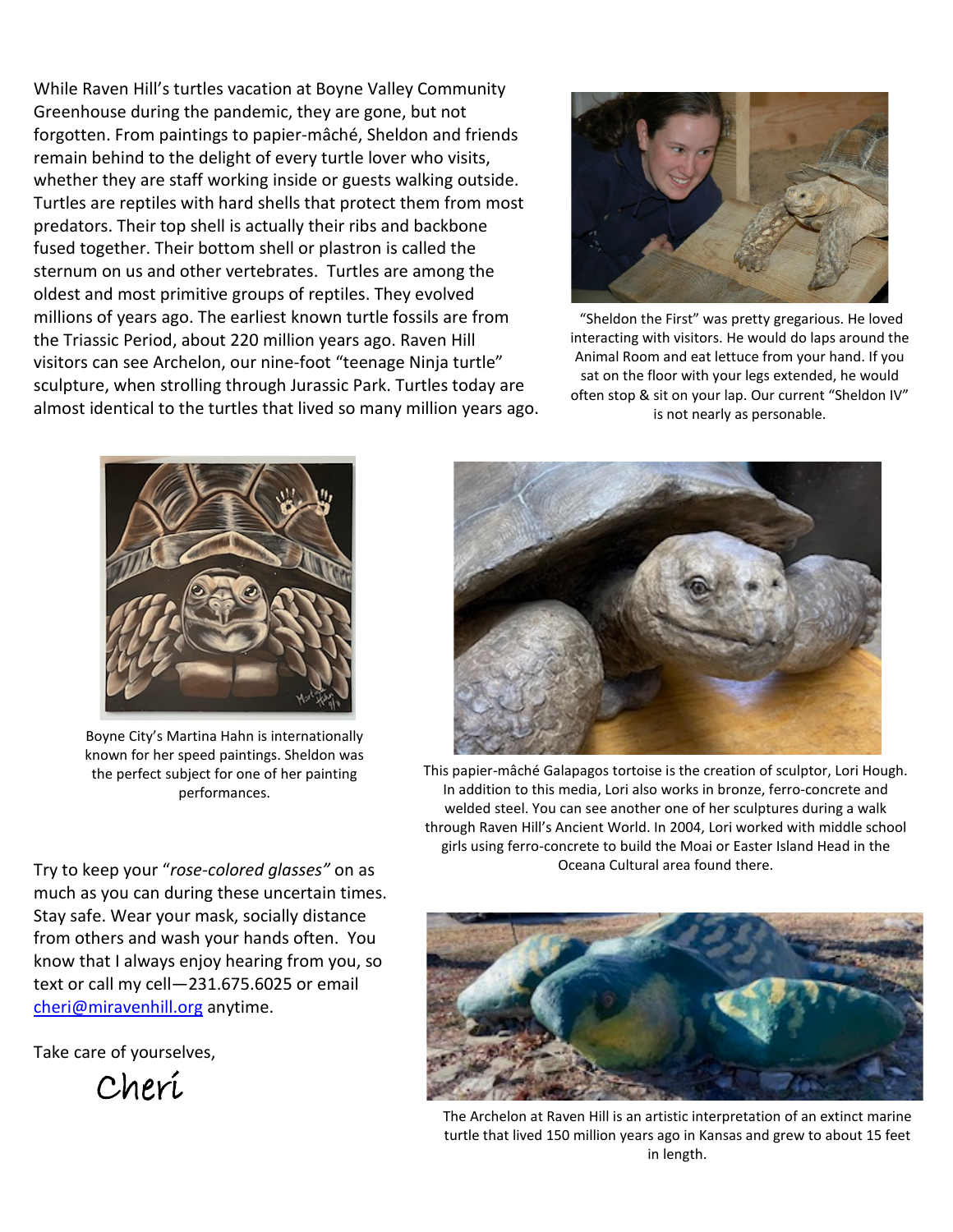While Raven Hill's turtles vacation at Boyne Valley Community Greenhouse during the pandemic, they are gone, but not forgotten. From paintings to papier-mâché, Sheldon and friends remain behind to the delight of every turtle lover who visits, whether they are staff working inside or guests walking outside. Turtles are reptiles with hard shells that protect them from most predators. Their top shell is actually their ribs and backbone fused together. Their bottom shell or plastron is called the sternum on us and other vertebrates. Turtles are among the oldest and most primitive groups of reptiles. They evolved millions of years ago. The earliest known turtle fossils are from the Triassic Period, about 220 million years ago. Raven Hill visitors can see Archelon, our nine-foot "teenage Ninja turtle" sculpture, when strolling through Jurassic Park. Turtles today are almost identical to the turtles that lived so many million years ago.

"Sheldon the First" was pretty gregarious. He loved interacting with visitors. He would do laps around the Animal Room and eat lettuce from your hand. If you sat on the floor with your legs extended, he would often stop & sit on your lap. Our current "Sheldon IV" is not nearly as personable.

Boyne City's Martina Hahn is internationally known for her speed paintings. Sheldon was the perfect subject for one of her painting performances.

This papier-mâché Galapagos tortoise is the creation of sculptor, Lori Hough. In addition to this media, Lori also works in bronze, ferro-concrete and welded steel. You can see another one of her sculptures during a walk through Raven Hill's Ancient World. In 2004, Lori worked with middle school girls using ferro-concrete to build the Moai or Easter Island Head in the Oceana Cultural area found there.

Try to keep your "*rose-colored glasses"* on as much as you can during these uncertain times. Stay safe. Wear your mask, socially distance from others and wash your hands often. You know that I always enjoy hearing from you, so text or call my cell—231.675.6025 or email cheri@miravenhill.org anytime.

Take care of yourselves,

Cheri

The Archelon at Raven Hill is an artistic interpretation of an extinct marine turtle that lived 150 million years ago in Kansas and grew to about 15 feet in length.